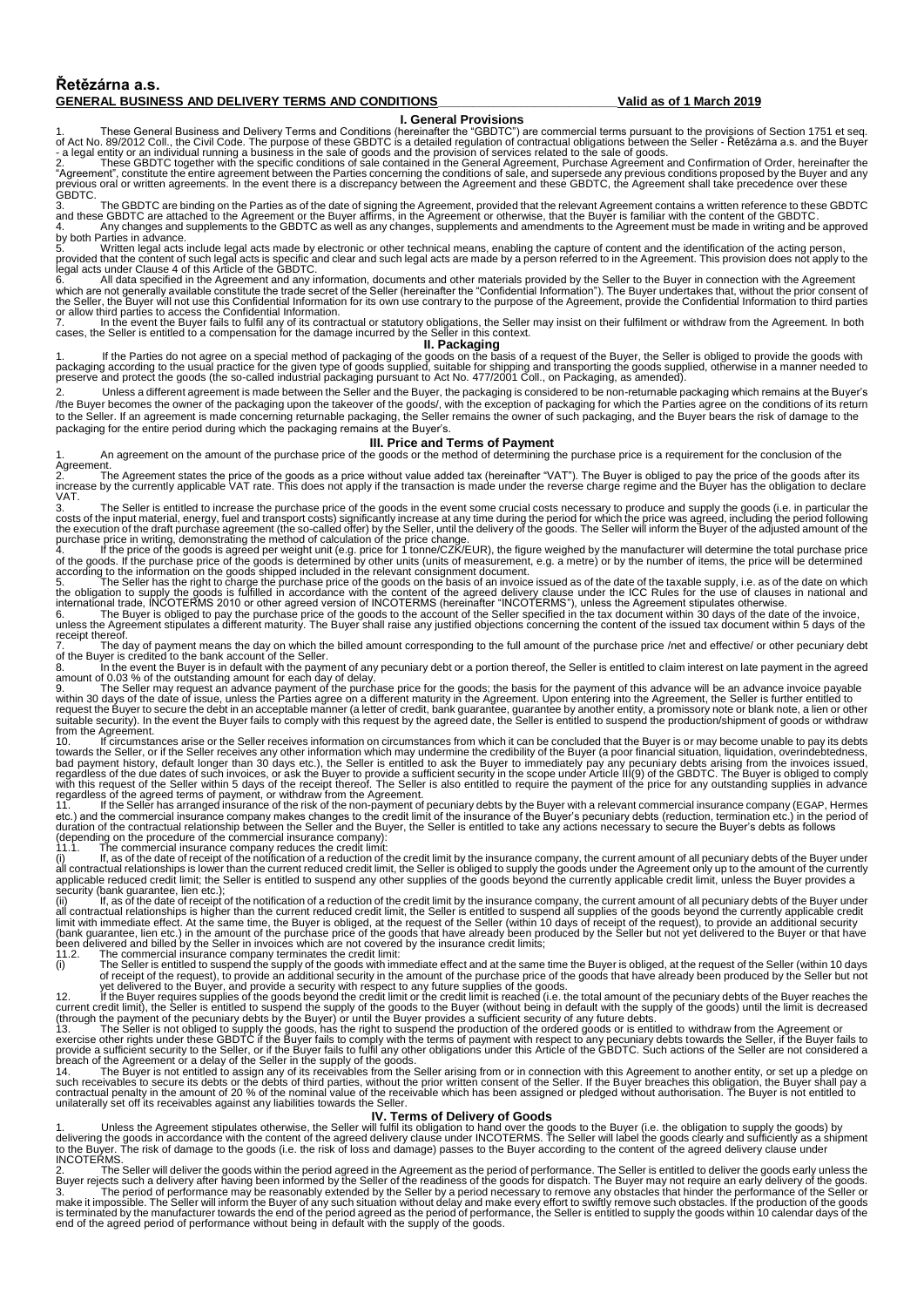# Řetězárna a.s.

**GENERAL BUSINESS AND DELIVERY TERMS AND CONDITIONS** **Valid as of 1 March 2019**

## I. General Provisions

1. These General Business and Delivery Terms and Conditions (hereinafter the "GBDTC") are commercial terms pursuant to the provisions of Section 1751 et seq. of Act No. 89/2012 Coll., the Civil Code. The purpose of these GBDTC is a detailed regulation of contractual obligations between the Seller - Řetězárna a.s. and the Buyer - a legal entity or an individual running a business in the sale of goods and the provision of services related to the sale of goods.

2. These GBDTC together with the specific conditions of sale contained in the General Agreement, Purchase Agreement and Confirmation of Order, hereinafter the "Agreement", constitute the entire agreement between the Parties concerning the conditions of sale, and supersede any previous conditions proposed by the Buyer and any previous oral or written agreements. In the event there is a discrepancy between the Agreement and these GBDTC, the Agreement shall take precedence over these GBDTC.

3. The GBDTC are binding on the Parties as of the date of signing the Agreement, provided that the relevant Agreement contains a written reference to these GBDTC and these GBDTC are attached to the Agreement or the Buyer affirms, in the Agreement or otherwise, that the Buyer is familiar with the content of the GBDTC.

4. Any changes and supplements to the GBDTC as well as any changes, supplements and amendments to the Agreement must be made in writing and be approved by both Parties in advance.

5. Written legal acts include legal acts made by electronic or other technical means, enabling the capture of content and the identification of the acting person, provided that the content of such legal acts is specific and clear and such legal acts are made by a person referred to in the Agreement. This provision does not apply to the legal acts under Clause 4 of this Article of the GBDTC.

6. All data specified in the Agreement and any information, documents and other materials provided by the Seller to the Buyer in connection with the Agreement which are not generally available constitute the trade secret of the Seller (hereinafter the "Confidential Information"). The Buyer undertakes that, without the prior consent of the Seller, the Buyer will not use this Confidential Information for its own use contrary to the purpose of the Agreement, provide the Confidential Information to third parties or allow third parties to access the Confidential Information.

7. In the event the Buyer fails to fulfil any of its contractual or statutory obligations, the Seller may insist on their fulfilment or withdraw from the Agreement. In both cases, the Seller is entitled to a compensation for the damage incurred by the Seller in this context.

## II. Packaging

1. If the Parties do not agree on a special method of packaging of the goods on the basis of a request of the Buyer, the Seller is obliged to provide the goods with packaging according to the usual practice for the given type of goods supplied, suitable for shipping and transporting the goods supplied, otherwise in a manner needed to preserve and protect the goods (the so-called industrial packaging pursuant to Act No. 477/2001 Coll., on Packaging, as amended).

2. Unless a different agreement is made between the Seller and the Buyer, the packaging is considered to be non-returnable packaging which remains at the Buyer's /the Buyer becomes the owner of the packaging upon the takeover of the goods/, with the exception of packaging for which the Parties agree on the conditions of its return to the Seller. If an agreement is made concerning returnable packaging, the Seller remains the owner of such packaging, and the Buyer bears the risk of damage to the packaging for the entire period during which the packaging remains at the Buyer's.

## III. Price and Terms of Payment

1. An agreement on the amount of the purchase price of the goods or the method of determining the purchase price is a requirement for the conclusion of the Agreement.

2. The Agreement states the price of the goods as a price without value added tax (hereinafter "VAT"). The Buyer is obliged to pay the price of the goods after its increase by the currently applicable VAT rate. This does not apply if the transaction is made under the reverse charge regime and the Buyer has the obligation to declare VAT.

3. The Seller is entitled to increase the purchase price of the goods in the event some crucial costs necessary to produce and supply the goods (i.e. in particular the costs of the input material, energy, fuel and transport costs) significantly increase at any time during the period for which the price was agreed, including the period following the execution of the draft purchase agreement (the so-called offer) by the Seller, until the delivery of the goods. The Seller will inform the Buyer of the adjusted amount of the purchase price in writing, demonstrating the method of calculation of the price change.

4. If the price of the goods is agreed per weight unit (e.g. price for 1 tonne/CZK/EUR), the figure weighed by the manufacturer will determine the total purchase price of the goods. If the purchase price of the goods is determined by other units (units of measurement, e.g. a metre) or by the number of items, the price will be determined according to the information on the goods shipped included in the relevant consignment document.

5. The Seller has the right to charge the purchase price of the goods on the basis of an invoice issued as of the date of the taxable supply, i.e. as of the date on which the obligation to supply the goods is fulfilled in accordance with the content of the agreed delivery clause under the ICC Rules for the use of clauses in national and international trade, INCOTERMS 2010 or other agreed version of INCOTERMS (hereinafter "INCOTERMS"), unless the Agreement stipulates otherwise.

6. The Buyer is obliged to pay the purchase price of the goods to the account of the Seller specified in the tax document within 30 days of the date of the invoice, unless the Agreement stipulates a different maturity. The Buyer shall raise any justified objections concerning the content of the issued tax document within 5 days of the receipt thereof.

7. The day of payment means the day on which the billed amount corresponding to the full amount of the purchase price /net and effective/ or other pecuniary debt of the Buyer is credited to the bank account of the Seller.

8. In the event the Buyer is in default with the payment of any pecuniary debt or a portion thereof, the Seller is entitled to claim interest on late payment in the agreed amount of 0.03 % of the outstanding amount for each day of delay.

9. The Seller may request an advance payment of the purchase price for the goods; the basis for the payment of this advance will be an advance invoice payable within 30 days of the date of issue, unless the Parties agree on a different maturity in the Agreement. Upon entering into the Agreement, the Seller is further entitled to request the Buyer to secure the debt in an acceptable manner (a letter of credit, bank guarantee, guarantee by another entity, a promissory note or blank note, a lien or other suitable security). In the event the Buyer fails to comply with this request by the agreed date, the Seller is entitled to suspend the production/shipment of goods or withdraw from the Agreement.

10. If circumstances arise or the Seller receives information on circumstances from which it can be concluded that the Buyer is or may become unable to pay its debts towards the Seller, or if the Seller receives any other information which may undermine the credibility of the Buyer (a poor financial situation, liquidation, overindebtedness, bad payment history, default longer than 30 days etc.), the Seller is entitled to ask the Buyer to immediately pay any pecuniary debts arising from the invoices issued, regardless of the due dates of such invoices, or ask the Buyer to provide a sufficient security in the scope under Article III(9) of the GBDTC. The Buyer is obliged to comply with this request of the Seller within 5 days of the receipt thereof. The Seller is also entitled to require the payment of the price for any outstanding supplies in advance regardless of the agreed terms of payment, or withdraw from the Agreement.

11. If the Seller has arranged insurance of the risk of the non-payment of pecuniary debts of the Buyer with a relevant commercial insurance company (EGAP, Hermes etc.) and the commercial insurance company makes changes to the credit limit of the insurance of the Buyer's pecuniary debts (reduction, termination etc.) in the period of duration of the contractual relationship between the Seller and the Buyer, the Seller is entitled to take any actions necessary to secure the Buyer's debts as follows (depending on the procedure of the commercial insurance company):

11.1. The commercial insurance company reduces the credit limit:

(i) If, as of the date of receipt of the notification of a reduction of the credit limit by the insurance company, the current amount of all pecuniary debts of the Buyer under all contractual relationships is lower than the current reduced credit limit, the Seller is obliged to supply the goods under the Agreement only up to the amount of the currently applicable reduced credit limit; the Seller is entitled to suspend any other supplies of the goods beyond the currently applicable credit limit, unless the Buyer provides a security (bank guarantee, lien etc.);

(ii) If, as of the date of receipt of the notification of a reduction of the credit limit by the insurance company, the current amount of all pecuniary debts of the Buyer under all contractual relationships is higher than the current reduced credit limit, the Seller is entitled to suspend all supplies of the goods beyond the currently applicable credit limit with immediate effect. At the same time, the Buyer is obliged, at the request of the Seller (within 10 days of receipt of the request), to provide an additional security (bank guarantee, lien etc.) in the amount of the purchase price of the goods that have already been produced by the Seller but not yet delivered to the Buyer or that have been delivered and billed by the Seller in invoices which are not covered by the insurance credit limits;

11.2. The commercial insurance company terminates the credit limit:

(i) The Seller is entitled to suspend the supply of the goods with immediate effect and at the same time the Buyer is obliged, at the request of the Seller (within 10 days of receipt of the request), to provide an additional security in the amount of the purchase price of the goods that have already been produced by the Seller but not yet delivered to the Buyer, and provide a security with respect to any future supplies of the goods.

12. If the Buyer requires supplies of the goods beyond the credit limit or the credit limit is reached (i.e. the total amount of the pecuniary debts of the Buyer reaches the current credit limit), the Seller is entitled to suspend the supply of the goods to the Buyer (without being in default with the supply of the goods) until the limit is decreased (through the payment of the pecuniary debts by the Buyer) or until the Buyer provides a sufficient security of any future debts.

13. The Seller is not obliged to supply the goods, has the right to suspend the production of the ordered goods or is entitled to withdraw from the Agreement or exercise other rights under these GBDTC if the Buyer fails to comply with the terms of payment with respect to any pecuniary debts towards the Seller, if the Buyer fails to provide a sufficient security to the Seller, or if the Buyer fails to fulfil any other obligations under this Article of the GBDTC. Such actions of the Seller are not considered a breach of the Agreement or a delay of the Seller in the supply of the goods.

14. The Buyer is not entitled to assign any of its receivables from the Seller arising from or in connection with this Agreement to another entity, or set up a pledge on such receivables to secure its debts or the debts of third parties, without the prior written consent of the Seller. If the Buyer breaches this obligation, the Buyer shall pay a contractual penalty in the amount of 20 % of the nominal value of the receivable which has been assigned or pledged without authorisation. The Buyer is not entitled to unilaterally set off its receivables against any liabilities towards the Seller.

## IV. Terms of Delivery of Goods

1. Unless the Agreement stipulates otherwise, the Seller will fulfil its obligation to hand over the goods to the Buyer (i.e. the obligation to supply the goods) by delivering the goods in accordance with the content of the agreed delivery clause under INCOTERMS. The Seller will label the goods clearly and sufficiently as a shipment to the Buyer. The risk of damage to the goods (i.e. the risk of loss and damage) passes to the Buyer according to the content of the agreed delivery clause under INCOTERMS.

2. The Seller will deliver the goods within the period agreed in the Agreement as the period of performance. The Seller is entitled to deliver the goods early unless the Buyer rejects such a delivery after having been informed by the Seller of the readiness of the goods for dispatch. The Buyer may not require an early delivery of the goods.

3. The period of performance may be reasonably extended by the Seller by a period necessary to remove any obstacles that hinder the performance of the Seller or make it impossible. The Seller will inform the Buyer of any such situation without delay and make every effort to swiftly remove such obstacles. If the production of the goods is terminated by the manufacturer towards the end of the period agreed as the period of performance, the Seller is entitled to supply the goods within 10 calendar days of the end of the agreed period of performance without being in default with the supply of the goods.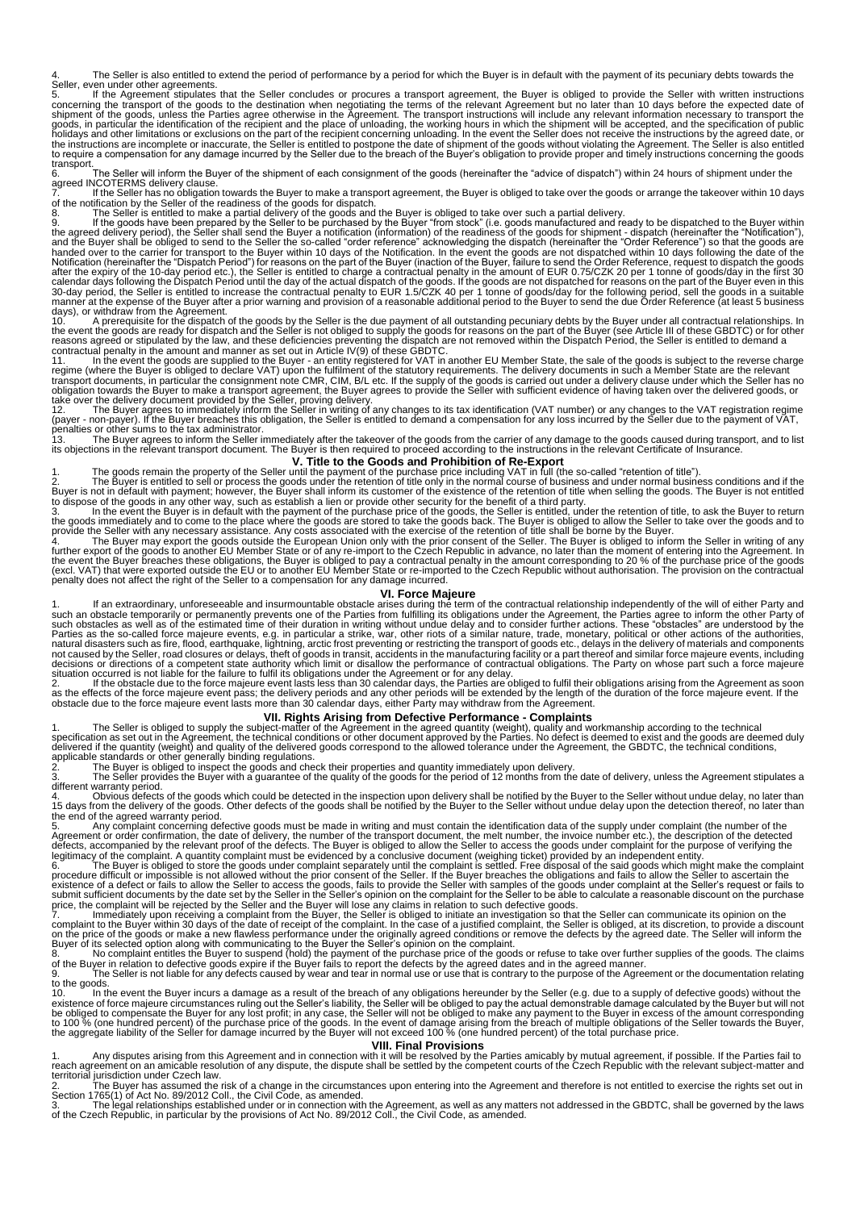4. The Seller is also entitled to extend the period of performance by a period for which the Buyer is in default with the payment of its pecuniary debts towards the Seller, even under other agreements.

5. If the Agreement stipulates that the Seller concludes or procures a transport agreement, the Buyer is obliged to provide the Seller with written instructions concerning the transport of the goods to the destination when negotiating the terms of the relevant Agreement but no later than 10 days before the expected date of shipment of the goods, unless the Parties agree otherwise in the Agreement. The transport instructions will include any relevant information necessary to transport the goods, in particular the identification of the recipient and the place of unloading, the working hours in which the shipment will be accepted, and the specification of public holidays and other limitations or exclusions on the part of the recipient concerning unloading. In the event the Seller does not receive the instructions by the agreed date, or the instructions are incomplete or inaccurate, the Seller is entitled to postpone the date of shipment of the goods without violating the Agreement. The Seller is also entitled to require a compensation for any damage incurred by the Seller due to the breach of the Buyer's obligation to provide proper and timely instructions concerning the goods transport.

6. The Seller will inform the Buyer of the shipment of each consignment of the goods (hereinafter the "advice of dispatch") within 24 hours of shipment under the agreed INCOTERMS delivery clause.

7. If the Seller has no obligation towards the Buyer to make a transport agreement, the Buyer is obliged to take over the goods or arrange the takeover within 10 days of the notification by the Seller of the readiness of the goods for dispatch.

8. The Seller is entitled to make a partial delivery of the goods and the Buyer is obliged to take over such a partial delivery.

9. If the goods have been prepared by the Seller to be purchased by the Buyer "from stock" (i.e. goods manufactured and ready to be dispatched to the Buyer within the agreed delivery period), the Seller shall send the Buyer a notification (information) of the readiness of the goods for shipment - dispatch (hereinafter the "Notification"), and the Buyer shall be obliged to send to the Seller the so-called "order reference" acknowledging the dispatch (hereinafter the "Order Reference") so that the goods are handed over to the carrier for transport to the Buyer within 10 days of the Notification. In the event the goods are not dispatched within 10 days following the date of the Notification (hereinafter the "Dispatch Period") for reasons on the part of the Buyer (inaction of the Buyer, failure to send the Order Reference, request to dispatch the goods after the expiry of the 10-day period etc.), the Seller is entitled to charge a contractual penalty in the amount of EUR 0.75/CZK 20 per 1 tonne of goods/day in the first 30 calendar days following the Dispatch Period until the day of the actual dispatch of the goods. If the goods are not dispatched for reasons on the part of the Buyer even in this 30-day period, the Seller is entitled to increase the contractual penalty to EUR 1.5/CZK 40 per 1 tonne of goods/day for the following period, sell the goods in a suitable manner at the expense of the Buyer after a prior warning and provision of a reasonable additional period to the Buyer to send the due Order Reference (at least 5 business days), or withdraw from the Agreement.

10. A prerequisite for the dispatch of the goods by the Seller is the due payment of all outstanding pecuniary debts by the Buyer under all contractual relationships. In the event the goods are ready for dispatch and the Seller is not obliged to supply the goods for reasons on the part of the Buyer (see Article III of these GBDTC) or for other reasons agreed or stipulated by the law, and these deficiencies preventing the dispatch are not removed within the Dispatch Period, the Seller is entitled to demand a contractual penalty in the amount and manner as set out in Article IV(9) of these GBDTC.

11. In the event the goods are supplied to the Buyer - an entity registered for VAT in another EU Member State, the sale of the goods is subject to the reverse charge regime (where the Buyer is obliged to declare VAT) upon the fulfilment of the statutory requirements. The delivery documents in such a Member State are the relevant transport documents, in particular the consignment note CMR, CIM, B/L etc. If the supply of the goods is carried out under a delivery clause under which the Seller has no obligation towards the Buyer to make a transport agreement, the Buyer agrees to provide the Seller with sufficient evidence of having taken over the delivered goods, or take over the delivery document provided by the Seller, proving delivery.

12. The Buyer agrees to immediately inform the Seller in writing of any changes to its tax identification (VAT number) or any changes to the VAT registration regime (payer - non-payer). If the Buyer breaches this obligation, the Seller is entitled to demand a compensation for any loss incurred by the Seller due to the payment of VAT, penalties or other sums to the tax administrator.

13. The Buyer agrees to inform the Seller immediately after the takeover of the goods from the carrier of any damage to the goods caused during transport, and to list its objections in the relevant transport document. The Buyer is then required to proceed according to the instructions in the relevant Certificate of Insurance.

## V. Title to the Goods and Prohibition of Re-Export

1. The goods remain the property of the Seller until the payment of the purchase price including VAT in full (the so-called "retention of title").

2. The Buyer is entitled to sell or process the goods under the retention of title only in the normal course of business and under normal business conditions and if the Buyer is not in default with payment; however, the Buyer shall inform its customer of the existence of the retention of title when selling the goods. The Buyer is not entitled to dispose of the goods in any other way, such as establish a lien or provide other security for the benefit of a third party.

3. In the event the Buyer is in default with the payment of the purchase price of the goods, the Seller is entitled, under the retention of title, to ask the Buyer to return the goods immediately and to come to the place where the goods are stored to take the goods back. The Buyer is obliged to allow the Seller to take over the goods and to provide the Seller with any necessary assistance. Any costs associated with the exercise of the retention of title shall be borne by the Buyer.

4. The Buyer may export the goods outside the European Union only with the prior consent of the Seller. The Buyer is obliged to inform the Seller in writing of any further export of the goods to another EU Member State or of any re-import to the Czech Republic in advance, no later than the moment of entering into the Agreement. In the event the Buyer breaches these obligations, the Buyer is obliged to pay a contractual penalty in the amount corresponding to 20 % of the purchase price of the goods (excl. VAT) that were exported outside the EU or to another EU Member State or re-imported to the Czech Republic without authorisation. The provision on the contractual penalty does not affect the right of the Seller to a compensation for any damage incurred.

## VI. Force Majeure

1. If an extraordinary, unforeseeable and insurmountable obstacle arises during the term of the contractual relationship independently of the will of either Party and such an obstacle temporarily or permanently prevents one of the Parties from fulfilling its obligations under the Agreement, the Parties agree to inform the other Party of such obstacles as well as of the estimated time of their duration in writing without undue delay and to consider further actions. These "obstacles" are understood by the Parties as the so-called force majeure events, e.g. in particular a strike, war, other riots of a similar nature, trade, monetary, political or other actions of the authorities, natural disasters such as fire, flood, earthquake, lightning, arctic frost preventing or restricting the transport of goods etc., delays in the delivery of materials and components not caused by the Seller, road closures or delays, theft of goods in transit, accidents in the manufacturing facility or a part thereof and similar force majeure events, including decisions or directions of a competent state authority which limit or disallow the performance of contractual obligations. The Party on whose part such a force majeure situation occurred is not liable for the failure to fulfil its obligations under the Agreement or for any delay.

2. If the obstacle due to the force majeure event lasts less than 30 calendar days, the Parties are obliged to fulfil their obligations arising from the Agreement as soon as the effects of the force majeure event pass; the delivery periods and any other periods will be extended by the length of the duration of the force majeure event. If the obstacle due to the force majeure event lasts more than 30 calendar days, either Party may withdraw from the Agreement.

## VII. Rights Arising from Defective Performance - Complaints

1. The Seller is obliged to supply the subject-matter of the Agreement in the agreed quantity (weight), quality and workmanship according to the technical specification as set out in the Agreement, the technical conditions or other document approved by the Parties. No defect is deemed to exist and the goods are deemed duly delivered if the quantity (weight) and quality of the delivered goods correspond to the allowed tolerance under the Agreement, the GBDTC, the technical conditions, applicable standards or other generally binding regulations.

2. The Buyer is obliged to inspect the goods and check their properties and quantity immediately upon delivery.

3. The Seller provides the Buyer with a guarantee of the quality of the goods for the period of 12 months from the date of delivery, unless the Agreement stipulates a different warranty period.

4. Obvious defects of the goods which could be detected in the inspection upon delivery shall be notified by the Buyer to the Seller without undue delay, no later than 15 days from the delivery of the goods. Other defects of the goods shall be notified by the Buyer to the Seller without undue delay upon the detection thereof, no later than the end of the agreed warranty period.

5. Any complaint concerning defective goods must be made in writing and must contain the identification data of the supply under complaint (the number of the Agreement or order confirmation, the date of delivery, the number of the transport document, the melt number, the invoice number etc.), the description of the detected defects, accompanied by the relevant proof of the defects. The Buyer is obliged to allow the Seller to access the goods under complaint for the purpose of verifying the legitimacy of the complaint. A quantity complaint must be evidenced by a conclusive document (weighing ticket) provided by an independent entity.

6. The Buyer is obliged to store the goods under complaint separately until the complaint is settled. Free disposal of the said goods which might make the complaint procedure difficult or impossible is not allowed without the prior consent of the Seller. If the Buyer breaches the obligations and fails to allow the Seller to ascertain the existence of a defect or fails to allow the Seller to access the goods, fails to provide the Seller with samples of the goods under complaint at the Seller's request or fails to submit sufficient documents by the date set by the Seller in the Seller's opinion on the complaint for the Seller to be able to calculate a reasonable discount on the purchase price, the complaint will be rejected by the Seller and the Buyer will lose any claims in relation to such defective goods.

7. Immediately upon receiving a complaint from the Buyer, the Seller is obliged to initiate an investigation so that the Seller can communicate its opinion on the complaint to the Buyer within 30 days of the date of receipt of the complaint. In the case of a justified complaint, the Seller is obliged, at its discretion, to provide a discount on the price of the goods or make a new flawless performance under the originally agreed conditions or remove the defects by the agreed date. The Seller will inform the Buyer of its selected option along with communicating to the Buyer the Seller's opinion on the complaint.

8. No complaint entitles the Buyer to suspend (hold) the payment of the purchase price of the goods or refuse to take over further supplies of the goods. The claims of the Buyer in relation to defective goods expire if the Buyer fails to report the defects by the agreed dates and in the agreed manner.

9. The Seller is not liable for any defects caused by wear and tear in normal use or use that is contrary to the purpose of the Agreement or the documentation relating to the goods.

10. In the event the Buyer incurs a damage as a result of the breach of any obligations hereunder by the Seller (e.g. due to a supply of defective goods) without the existence of force majeure circumstances ruling out the Seller's liability, the Seller will be obliged to pay the actual demonstrable damage calculated by the Buyer but will not be obliged to compensate the Buyer for any lost profit; in any case, the Seller will not be obliged to make any payment to the Buyer in excess of the amount corresponding to 100 % (one hundred percent) of the purchase price of the goods. In the event of damage arising from the breach of multiple obligations of the Seller towards the Buyer, the aggregate liability of the Seller for damage incurred by the Buyer will not exceed 100 % (one hundred percent) of the total purchase price.

## VIII. Final Provisions

1. Any disputes arising from this Agreement and in connection with it will be resolved by the Parties amicably by mutual agreement, if possible. If the Parties fail to reach agreement on an amicable resolution of any dispute, the dispute shall be settled by the competent courts of the Czech Republic with the relevant subject-matter and territorial jurisdiction under Czech law.

2. The Buyer has assumed the risk of a change in the circumstances upon entering into the Agreement and therefore is not entitled to exercise the rights set out in Section 1765(1) of Act No. 89/2012 Coll., the Civil Code, as amended.

3. The legal relationships established under or in connection with the Agreement, as well as any matters not addressed in the GBDTC, shall be governed by the laws of the Czech Republic, in particular by the provisions of Act No. 89/2012 Coll., the Civil Code, as amended.